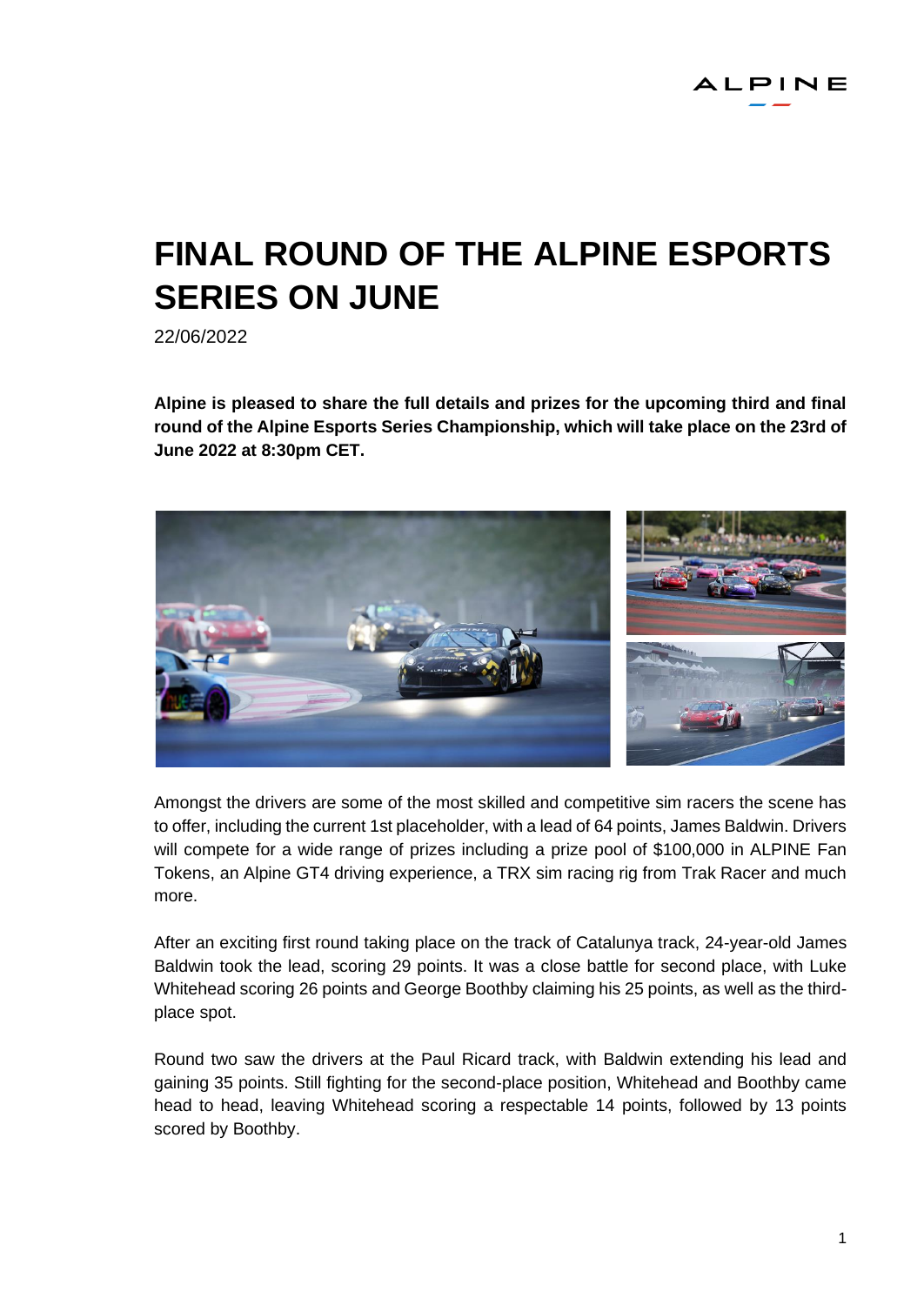# FINAL ROUND OF THE ALPINE ESPORTS SERIES ON JUNE

22/06/2022

**Alpine is pleased to share the full details and prizes for the upcoming third and final round of the Alpine Esports Series Championship, which will take place on the 23rd of June 2022 at 8:30pm CET.**

Amongst the drivers are some of the most skilled and competitive sim racers the scene has to offer, including the current 1st placeholder, with a lead of 64 points, James Baldwin. Drivers will compete for a wide range of prizes including a prize pool of $100,000 in ALPINE Fan Tokens, an Alpine GT4 driving experience, a TRX sim racing rig from Trak Racer and much more.

After an exciting first round taking place on the track of Catalunya track, 24-year-old James Baldwin took the lead, scoring 29 points. It was a close battle for second place, with Luke Whitehead scoring 26 points and George Boothby claiming his 25 points, as well as the third-place spot.

Round two saw the drivers at the Paul Ricard track, with Baldwin extending his lead and gaining 35 points. Still fighting for the second-place position, Whitehead and Boothby came head to head, leaving Whitehead scoring a respectable 14 points, followed by 13 points scored by Boothby.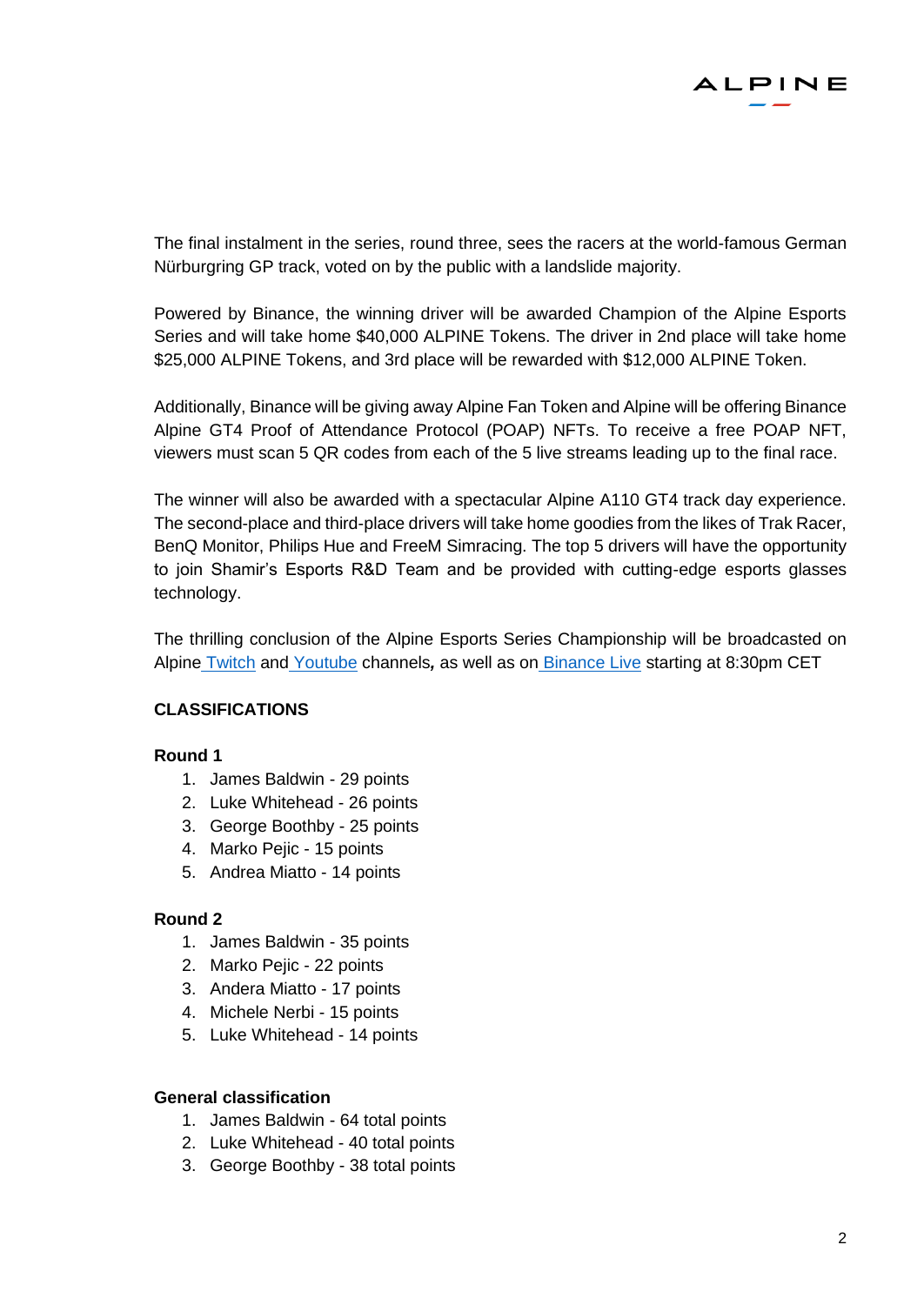The final instalment in the series, round three, sees the racers at the world-famous German Nürburgring GP track, voted on by the public with a landslide majority.

Powered by Binance, the winning driver will be awarded Champion of the Alpine Esports Series and will take home $40,000 ALPINE Tokens. The driver in 2nd place will take home $25,000 ALPINE Tokens, and 3rd place will be rewarded with $12,000 ALPINE Token.

Additionally, Binance will be giving away Alpine Fan Token and Alpine will be offering Binance Alpine GT4 Proof of Attendance Protocol (POAP) NFTs. To receive a free POAP NFT, viewers must scan 5 QR codes from each of the 5 live streams leading up to the final race.

The winner will also be awarded with a spectacular Alpine A110 GT4 track day experience. The second-place and third-place drivers will take home goodies from the likes of Trak Racer, BenQ Monitor, Philips Hue and FreeM Simracing. The top 5 drivers will have the opportunity to join Shamir's Esports R&D Team and be provided with cutting-edge esports glasses technology.

The thrilling conclusion of the Alpine Esports Series Championship will be broadcasted on Alpine Twitch and Youtube channels**,** as well as on Binance Live starting at 8:30pm CET

**CLASSIFICATIONS**

**Round 1**

1. James Baldwin - 29 points
2. Luke Whitehead - 26 points
3. George Boothby - 25 points
4. Marko Pejic - 15 points
5. Andrea Miatto - 14 points

**Round 2**

1. James Baldwin - 35 points
2. Marko Pejic - 22 points
3. Andera Miatto - 17 points
4. Michele Nerbi - 15 points
5. Luke Whitehead - 14 points

**General classification**

1. James Baldwin - 64 total points
2. Luke Whitehead - 40 total points
3. George Boothby - 38 total points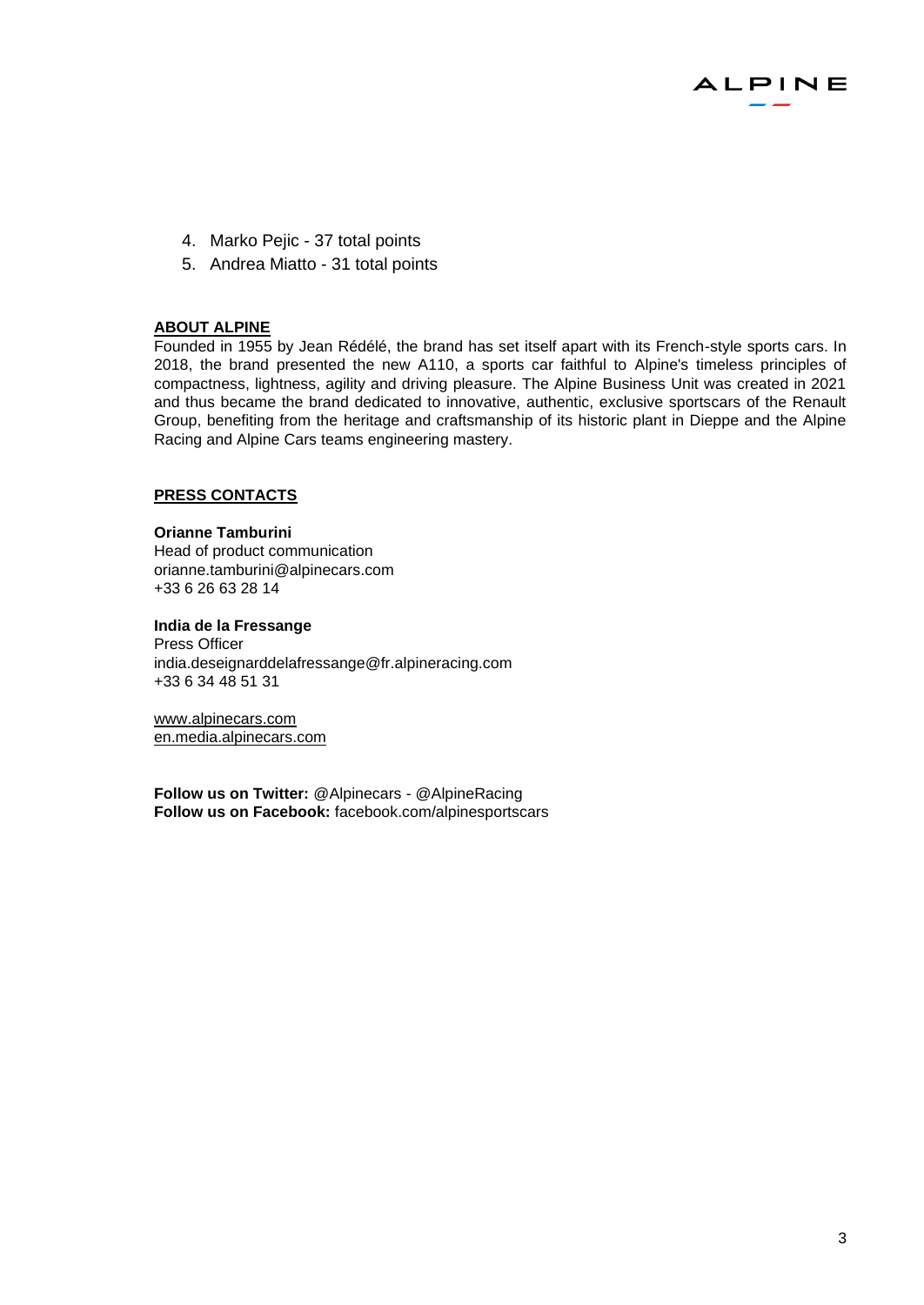4. Marko Pejic - 37 total points
5. Andrea Miatto - 31 total points

**ABOUT ALPINE**

Founded in 1955 by Jean Rédélé, the brand has set itself apart with its French-style sports cars. In 2018, the brand presented the new A110, a sports car faithful to Alpine's timeless principles of compactness, lightness, agility and driving pleasure. The Alpine Business Unit was created in 2021 and thus became the brand dedicated to innovative, authentic, exclusive sportscars of the Renault Group, benefiting from the heritage and craftsmanship of its historic plant in Dieppe and the Alpine Racing and Alpine Cars teams engineering mastery.

**PRESS CONTACTS**

**Orianne Tamburini**
Head of product communication
orianne.tamburini@alpinecars.com
+33 6 26 63 28 14

**India de la Fressange**
Press Officer
india.deseignarddelafressange@fr.alpineracing.com
+33 6 34 48 51 31

www.alpinecars.com
en.media.alpinecars.com

**Follow us on Twitter:** @Alpinecars - @AlpineRacing
**Follow us on Facebook:** facebook.com/alpinesportscars